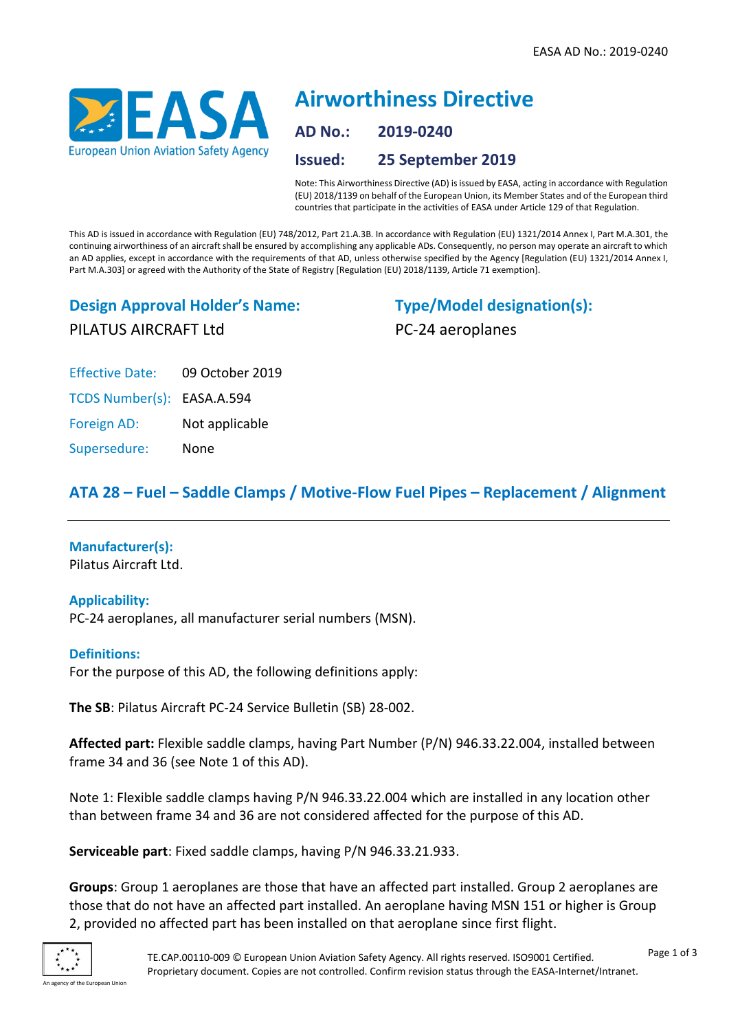# Airworthiness Directive

**AD No.:** 2019-0240

**Issued:** 25 September 2019

Note: This Airworthiness Directive (AD) is issued by EASA, acting in accordance with Regulation (EU) 2018/1139 on behalf of the European Union, its Member States and of the European third countries that participate in the activities of EASA under Article 129 of that Regulation.

This AD is issued in accordance with Regulation (EU) 748/2012, Part 21.A.3B. In accordance with Regulation (EU) 1321/2014 Annex I, Part M.A.301, the continuing airworthiness of an aircraft shall be ensured by accomplishing any applicable ADs. Consequently, no person may operate an aircraft to which an AD applies, except in accordance with the requirements of that AD, unless otherwise specified by the Agency [Regulation (EU) 1321/2014 Annex I, Part M.A.303] or agreed with the Authority of the State of Registry [Regulation (EU) 2018/1139, Article 71 exemption].

## Design Approval Holder's Name:

PILATUS AIRCRAFT Ltd

## Type/Model designation(s):

PC-24 aeroplanes

Effective Date: 09 October 2019

TCDS Number(s): EASA.A.594

Foreign AD: Not applicable

Supersedure: None

## ATA 28 – Fuel – Saddle Clamps / Motive-Flow Fuel Pipes – Replacement / Alignment

### Manufacturer(s):

Pilatus Aircraft Ltd.

### Applicability:

PC-24 aeroplanes, all manufacturer serial numbers (MSN).

### Definitions:

For the purpose of this AD, the following definitions apply:

**The SB**: Pilatus Aircraft PC-24 Service Bulletin (SB) 28-002.

**Affected part:** Flexible saddle clamps, having Part Number (P/N) 946.33.22.004, installed between frame 34 and 36 (see Note 1 of this AD).

Note 1: Flexible saddle clamps having P/N 946.33.22.004 which are installed in any location other than between frame 34 and 36 are not considered affected for the purpose of this AD.

**Serviceable part**: Fixed saddle clamps, having P/N 946.33.21.933.

**Groups**: Group 1 aeroplanes are those that have an affected part installed. Group 2 aeroplanes are those that do not have an affected part installed. An aeroplane having MSN 151 or higher is Group 2, provided no affected part has been installed on that aeroplane since first flight.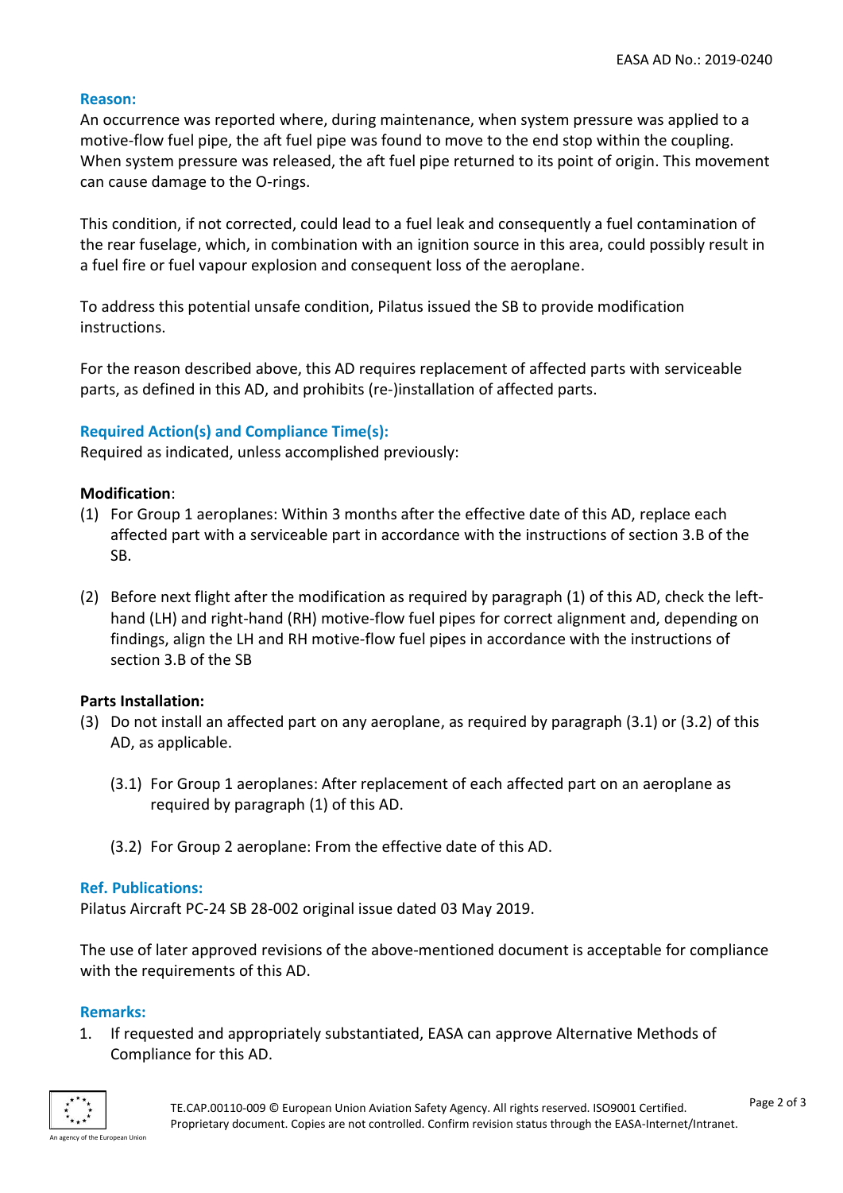### Reason:

An occurrence was reported where, during maintenance, when system pressure was applied to a motive-flow fuel pipe, the aft fuel pipe was found to move to the end stop within the coupling. When system pressure was released, the aft fuel pipe returned to its point of origin. This movement can cause damage to the O-rings.

This condition, if not corrected, could lead to a fuel leak and consequently a fuel contamination of the rear fuselage, which, in combination with an ignition source in this area, could possibly result in a fuel fire or fuel vapour explosion and consequent loss of the aeroplane.

To address this potential unsafe condition, Pilatus issued the SB to provide modification instructions.

For the reason described above, this AD requires replacement of affected parts with serviceable parts, as defined in this AD, and prohibits (re-)installation of affected parts.

### Required Action(s) and Compliance Time(s):

Required as indicated, unless accomplished previously:

**Modification**:

(1) For Group 1 aeroplanes: Within 3 months after the effective date of this AD, replace each affected part with a serviceable part in accordance with the instructions of section 3.B of the SB.

(2) Before next flight after the modification as required by paragraph (1) of this AD, check the left-hand (LH) and right-hand (RH) motive-flow fuel pipes for correct alignment and, depending on findings, align the LH and RH motive-flow fuel pipes in accordance with the instructions of section 3.B of the SB

**Parts Installation:**

(3) Do not install an affected part on any aeroplane, as required by paragraph (3.1) or (3.2) of this AD, as applicable.

(3.1) For Group 1 aeroplanes: After replacement of each affected part on an aeroplane as required by paragraph (1) of this AD.

(3.2) For Group 2 aeroplane: From the effective date of this AD.

### Ref. Publications:

Pilatus Aircraft PC-24 SB 28-002 original issue dated 03 May 2019.

The use of later approved revisions of the above-mentioned document is acceptable for compliance with the requirements of this AD.

### Remarks:

1. If requested and appropriately substantiated, EASA can approve Alternative Methods of Compliance for this AD.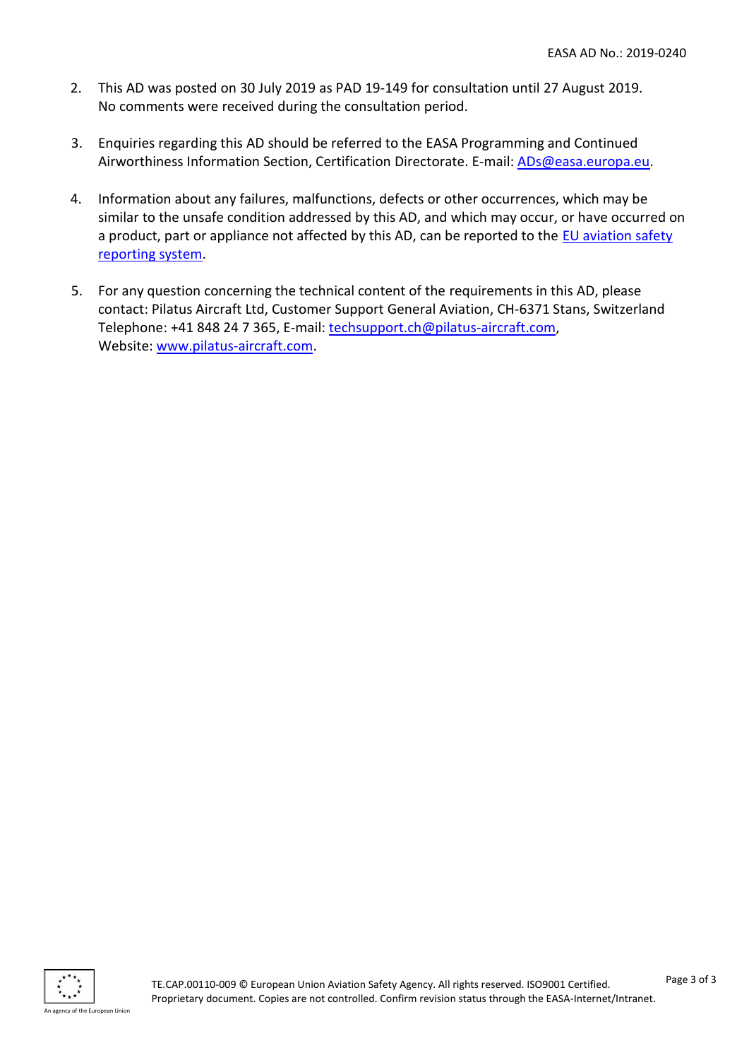2. This AD was posted on 30 July 2019 as PAD 19-149 for consultation until 27 August 2019. No comments were received during the consultation period.

3. Enquiries regarding this AD should be referred to the EASA Programming and Continued Airworthiness Information Section, Certification Directorate. E-mail: ADs@easa.europa.eu.

4. Information about any failures, malfunctions, defects or other occurrences, which may be similar to the unsafe condition addressed by this AD, and which may occur, or have occurred on a product, part or appliance not affected by this AD, can be reported to the EU aviation safety reporting system.

5. For any question concerning the technical content of the requirements in this AD, please contact: Pilatus Aircraft Ltd, Customer Support General Aviation, CH-6371 Stans, Switzerland Telephone: +41 848 24 7 365, E-mail: techsupport.ch@pilatus-aircraft.com, Website: www.pilatus-aircraft.com.